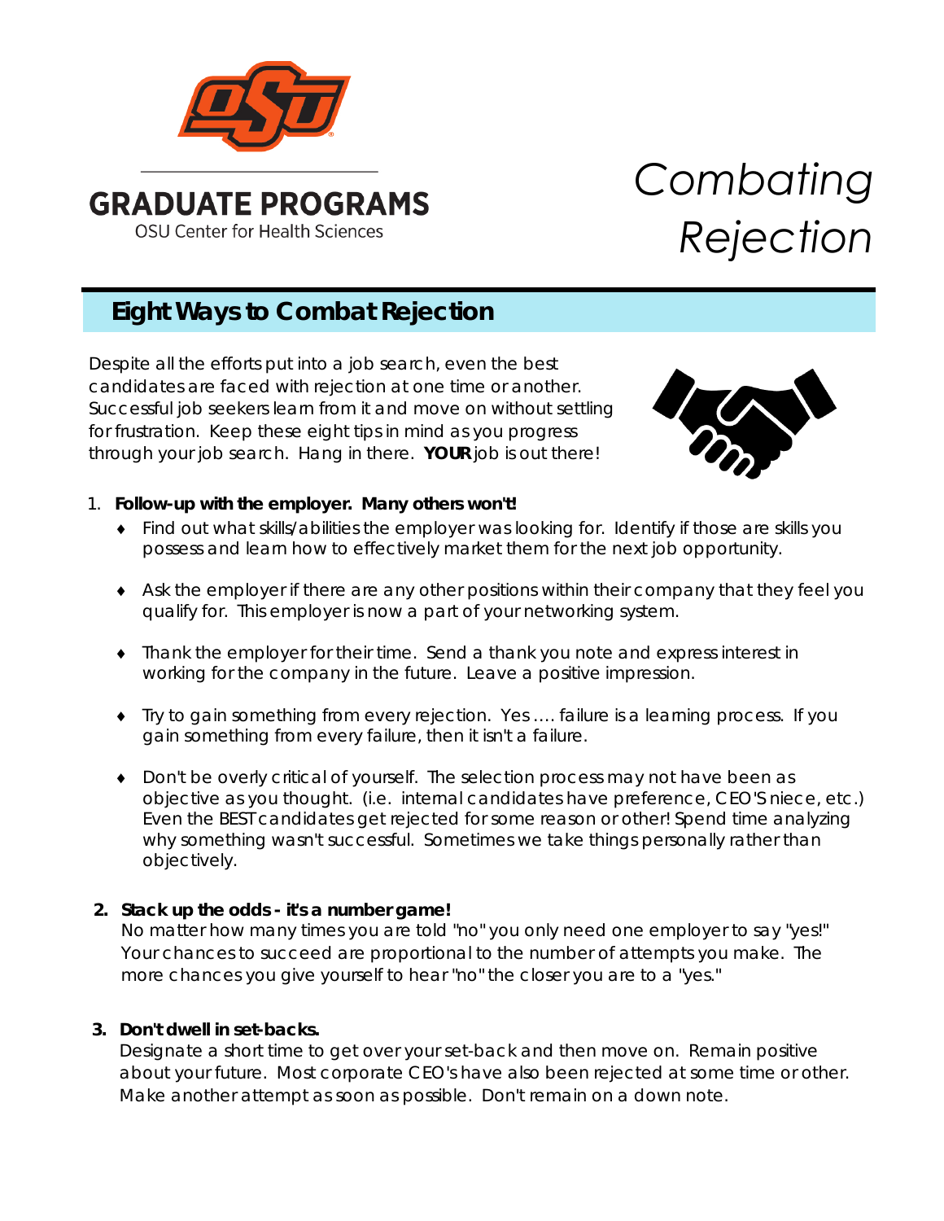GRADUATE PROGRAMS

OSU Center for Health Sciences

# *Combating Rejection*

## Eight Ways to Combat Rejection

Despite all the efforts put into a job search, even the best candidates are faced with rejection at one time or another. Successful job seekers learn from it and move on without settling for frustration. Keep these eight tips in mind as you progress through your job search. Hang in there. **YOUR** job is out there!

1. **Follow-up with the employer. Many others won't!**
   - Find out what skills/abilities the employer was looking for. Identify if those are skills you possess and learn how to effectively market them for the next job opportunity.
   - Ask the employer if there are any other positions within their company that they feel you qualify for. This employer is now a part of your networking system.
   - Thank the employer for their time. Send a thank you note and express interest in working for the company in the future. Leave a positive impression.
   - Try to gain something from every rejection. Yes .... failure is a learning process. If you gain something from every failure, then it isn't a failure.
   - Don't be overly critical of yourself. The selection process may not have been as objective as you thought. (i.e. internal candidates have preference, CEO'S niece, etc.) Even the BEST candidates get rejected for some reason or other! Spend time analyzing why something wasn't successful. Sometimes we take things personally rather than objectively.

2. **Stack up the odds - it's a number game!**
   No matter how many times you are told "no" you only need one employer to say "yes!" Your chances to succeed are proportional to the number of attempts you make. The more chances you give yourself to hear "no" the closer you are to a "yes."

3. **Don't dwell in set-backs.**
   Designate a short time to get over your set-back and then move on. Remain positive about your future. Most corporate CEO's have also been rejected at some time or other. Make another attempt as soon as possible. Don't remain on a down note.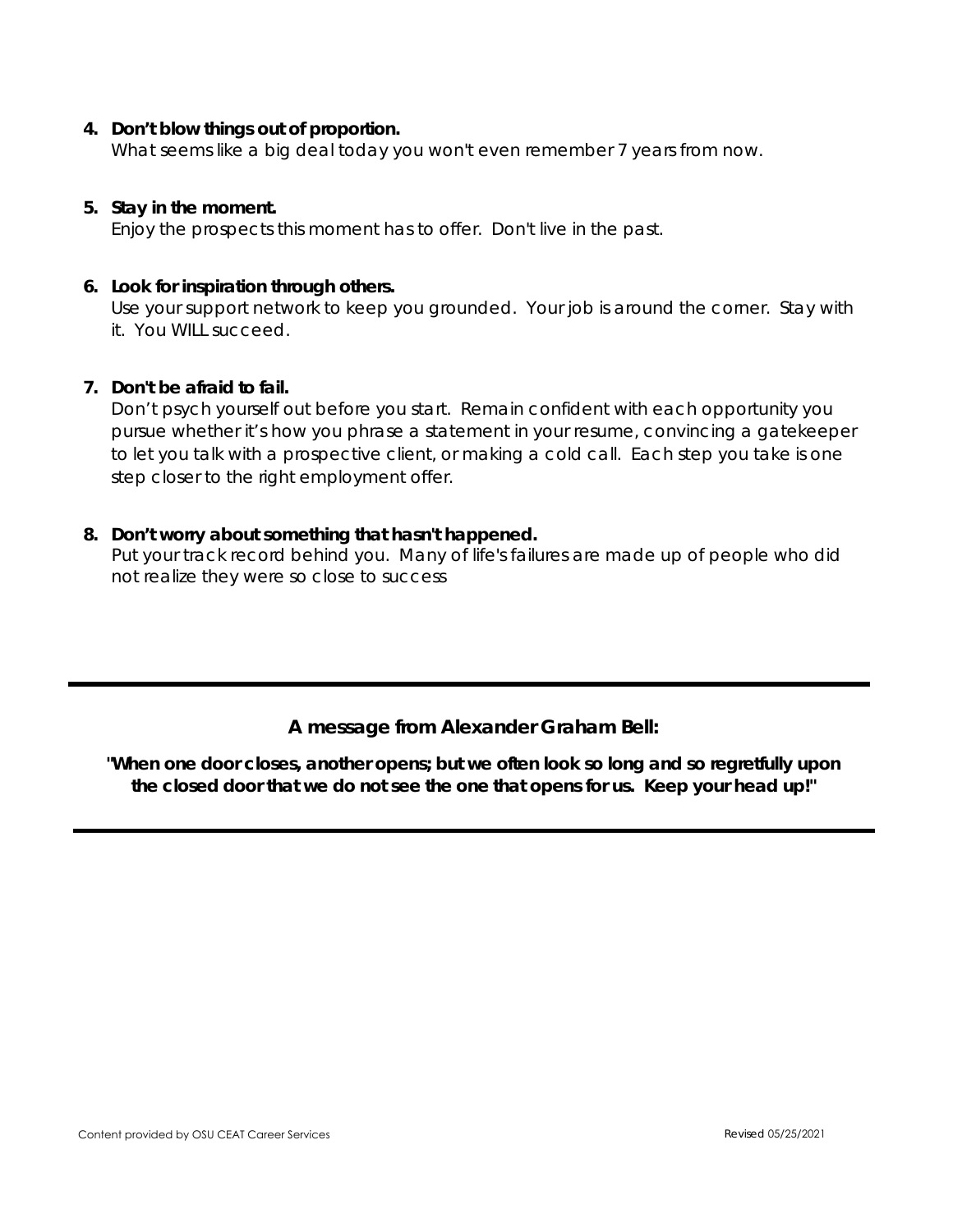4. **Don't blow things out of proportion.**
   What seems like a big deal today you won't even remember 7 years from now.

5. **Stay in the moment.**
   Enjoy the prospects this moment has to offer. Don't live in the past.

6. **Look for inspiration through others.**
   Use your support network to keep you grounded. Your job is around the corner. Stay with it. You WILL succeed.

7. **Don't be afraid to fail.**
   Don't psych yourself out before you start. Remain confident with each opportunity you pursue whether it's how you phrase a statement in your resume, convincing a gatekeeper to let you talk with a prospective client, or making a cold call. Each step you take is one step closer to the right employment offer.

8. **Don't worry about something that hasn't happened.**
   Put your track record behind you. Many of life's failures are made up of people who did not realize they were so close to success

---

**A message from Alexander Graham Bell:**

**"When one door closes, another opens; but we often look so long and so regretfully upon the closed door that we do not see the one that opens for us. Keep your head up!"**

---

Content provided by OSU CEAT Career Services

Revised 05/25/2021